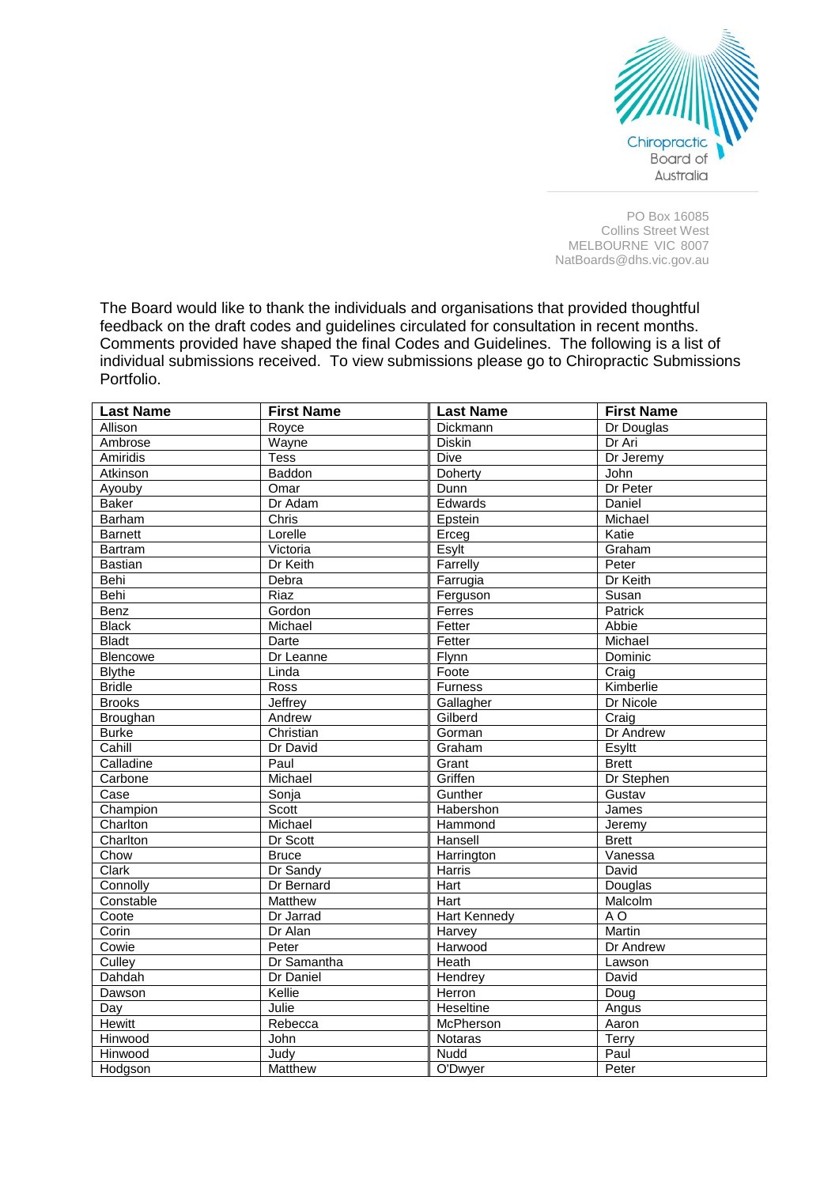Chiropractic Board of Australia

PO Box 16085
Collins Street West
MELBOURNE VIC 8007
NatBoards@dhs.vic.gov.au

The Board would like to thank the individuals and organisations that provided thoughtful feedback on the draft codes and guidelines circulated for consultation in recent months. Comments provided have shaped the final Codes and Guidelines. The following is a list of individual submissions received. To view submissions please go to Chiropractic Submissions Portfolio.

| Last Name | First Name | Last Name | First Name |
|---|---|---|---|
| Allison | Royce | Dickmann | Dr Douglas |
| Ambrose | Wayne | Diskin | Dr Ari |
| Amiridis | Tess | Dive | Dr Jeremy |
| Atkinson | Baddon | Doherty | John |
| Ayouby | Omar | Dunn | Dr Peter |
| Baker | Dr Adam | Edwards | Daniel |
| Barham | Chris | Epstein | Michael |
| Barnett | Lorelle | Erceg | Katie |
| Bartram | Victoria | Esylt | Graham |
| Bastian | Dr Keith | Farrelly | Peter |
| Behi | Debra | Farrugia | Dr Keith |
| Behi | Riaz | Ferguson | Susan |
| Benz | Gordon | Ferres | Patrick |
| Black | Michael | Fetter | Abbie |
| Bladt | Darte | Fetter | Michael |
| Blencowe | Dr Leanne | Flynn | Dominic |
| Blythe | Linda | Foote | Craig |
| Bridle | Ross | Furness | Kimberlie |
| Brooks | Jeffrey | Gallagher | Dr Nicole |
| Broughan | Andrew | Gilberd | Craig |
| Burke | Christian | Gorman | Dr Andrew |
| Cahill | Dr David | Graham | Esyltt |
| Calladine | Paul | Grant | Brett |
| Carbone | Michael | Griffen | Dr Stephen |
| Case | Sonja | Gunther | Gustav |
| Champion | Scott | Habershon | James |
| Charlton | Michael | Hammond | Jeremy |
| Charlton | Dr Scott | Hansell | Brett |
| Chow | Bruce | Harrington | Vanessa |
| Clark | Dr Sandy | Harris | David |
| Connolly | Dr Bernard | Hart | Douglas |
| Constable | Matthew | Hart | Malcolm |
| Coote | Dr Jarrad | Hart Kennedy | A O |
| Corin | Dr Alan | Harvey | Martin |
| Cowie | Peter | Harwood | Dr Andrew |
| Culley | Dr Samantha | Heath | Lawson |
| Dahdah | Dr Daniel | Hendrey | David |
| Dawson | Kellie | Herron | Doug |
| Day | Julie | Heseltine | Angus |
| Hewitt | Rebecca | McPherson | Aaron |
| Hinwood | John | Notaras | Terry |
| Hinwood | Judy | Nudd | Paul |
| Hodgson | Matthew | O'Dwyer | Peter |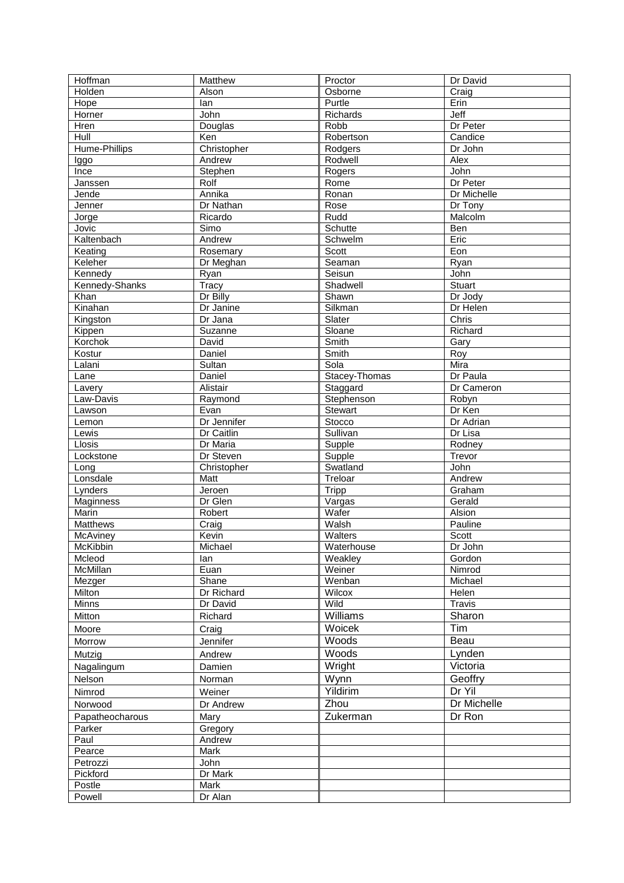| | | | |
|---|---|---|---|
| Hoffman | Matthew | Proctor | Dr David |
| Holden | Alson | Osborne | Craig |
| Hope | Ian | Purtle | Erin |
| Horner | John | Richards | Jeff |
| Hren | Douglas | Robb | Dr Peter |
| Hull | Ken | Robertson | Candice |
| Hume-Phillips | Christopher | Rodgers | Dr John |
| Iggo | Andrew | Rodwell | Alex |
| Ince | Stephen | Rogers | John |
| Janssen | Rolf | Rome | Dr Peter |
| Jende | Annika | Ronan | Dr Michelle |
| Jenner | Dr Nathan | Rose | Dr Tony |
| Jorge | Ricardo | Rudd | Malcolm |
| Jovic | Simo | Schutte | Ben |
| Kaltenbach | Andrew | Schwelm | Eric |
| Keating | Rosemary | Scott | Eon |
| Keleher | Dr Meghan | Seaman | Ryan |
| Kennedy | Ryan | Seisun | John |
| Kennedy-Shanks | Tracy | Shadwell | Stuart |
| Khan | Dr Billy | Shawn | Dr Jody |
| Kinahan | Dr Janine | Silkman | Dr Helen |
| Kingston | Dr Jana | Slater | Chris |
| Kippen | Suzanne | Sloane | Richard |
| Korchok | David | Smith | Gary |
| Kostur | Daniel | Smith | Roy |
| Lalani | Sultan | Sola | Mira |
| Lane | Daniel | Stacey-Thomas | Dr Paula |
| Lavery | Alistair | Staggard | Dr Cameron |
| Law-Davis | Raymond | Stephenson | Robyn |
| Lawson | Evan | Stewart | Dr Ken |
| Lemon | Dr Jennifer | Stocco | Dr Adrian |
| Lewis | Dr Caitlin | Sullivan | Dr Lisa |
| Llosis | Dr Maria | Supple | Rodney |
| Lockstone | Dr Steven | Supple | Trevor |
| Long | Christopher | Swatland | John |
| Lonsdale | Matt | Treloar | Andrew |
| Lynders | Jeroen | Tripp | Graham |
| Maginness | Dr Glen | Vargas | Gerald |
| Marin | Robert | Wafer | Alsion |
| Matthews | Craig | Walsh | Pauline |
| McAviney | Kevin | Walters | Scott |
| McKibbin | Michael | Waterhouse | Dr John |
| Mcleod | Ian | Weakley | Gordon |
| McMillan | Euan | Weiner | Nimrod |
| Mezger | Shane | Wenban | Michael |
| Milton | Dr Richard | Wilcox | Helen |
| Minns | Dr David | Wild | Travis |
| Mitton | Richard | Williams | Sharon |
| Moore | Craig | Woicek | Tim |
| Morrow | Jennifer | Woods | Beau |
| Mutzig | Andrew | Woods | Lynden |
| Nagalingum | Damien | Wright | Victoria |
| Nelson | Norman | Wynn | Geoffry |
| Nimrod | Weiner | Yildirim | Dr Yil |
| Norwood | Dr Andrew | Zhou | Dr Michelle |
| Papatheocharous | Mary | Zukerman | Dr Ron |
| Parker | Gregory | | |
| Paul | Andrew | | |
| Pearce | Mark | | |
| Petrozzi | John | | |
| Pickford | Dr Mark | | |
| Postle | Mark | | |
| Powell | Dr Alan | | |